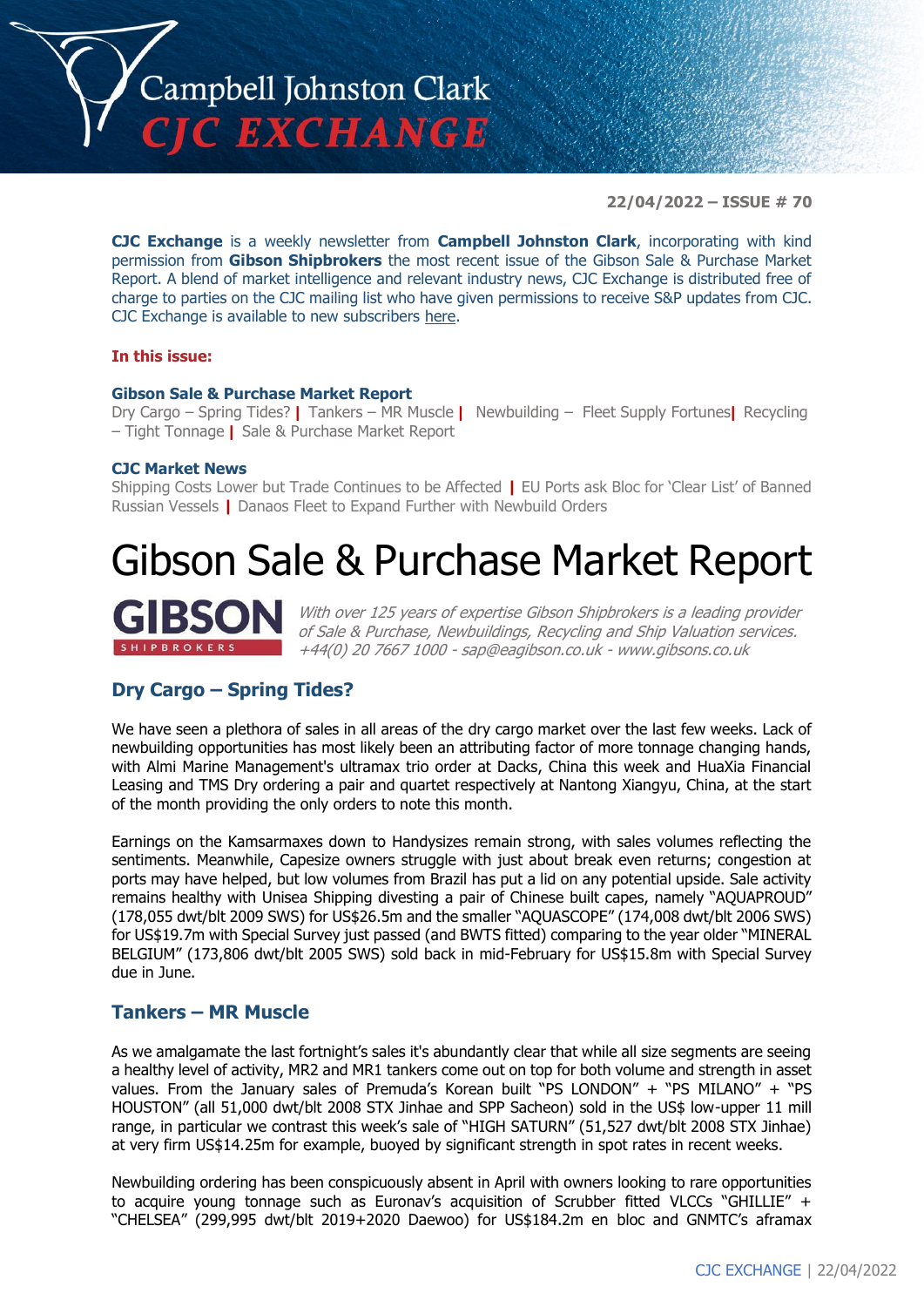# Campbell Johnston Clark CJC EXCHANGE

**22/04/2022 – ISSUE # 70**

**CJC Exchange** is a weekly newsletter from **Campbell Johnston Clark**, incorporating with kind permission from **Gibson Shipbrokers** the most recent issue of the Gibson Sale & Purchase Market Report. A blend of market intelligence and relevant industry news, CJC Exchange is distributed free of charge to parties on the CJC mailing list who have given permissions to receive S&P updates from CJC. CJC Exchange is available to new subscribers here.

**In this issue:**

**Gibson Sale & Purchase Market Report**
Dry Cargo – Spring Tides? | Tankers – MR Muscle | Newbuilding – Fleet Supply Fortunes | Recycling – Tight Tonnage | Sale & Purchase Market Report

**CJC Market News**
Shipping Costs Lower but Trade Continues to be Affected | EU Ports ask Bloc for 'Clear List' of Banned Russian Vessels | Danaos Fleet to Expand Further with Newbuild Orders

# Gibson Sale & Purchase Market Report

GIBSON SHIPBROKERS

*With over 125 years of expertise Gibson Shipbrokers is a leading provider of Sale & Purchase, Newbuildings, Recycling and Ship Valuation services. +44(0) 20 7667 1000 - sap@eagibson.co.uk - www.gibsons.co.uk*

## Dry Cargo – Spring Tides?

We have seen a plethora of sales in all areas of the dry cargo market over the last few weeks. Lack of newbuilding opportunities has most likely been an attributing factor of more tonnage changing hands, with Almi Marine Management's ultramax trio order at Dacks, China this week and HuaXia Financial Leasing and TMS Dry ordering a pair and quartet respectively at Nantong Xiangyu, China, at the start of the month providing the only orders to note this month.

Earnings on the Kamsarmaxes down to Handysizes remain strong, with sales volumes reflecting the sentiments. Meanwhile, Capesize owners struggle with just about break even returns; congestion at ports may have helped, but low volumes from Brazil has put a lid on any potential upside. Sale activity remains healthy with Unisea Shipping divesting a pair of Chinese built capes, namely "AQUAPROUD" (178,055 dwt/blt 2009 SWS) for US$26.5m and the smaller "AQUASCOPE" (174,008 dwt/blt 2006 SWS) for US$19.7m with Special Survey just passed (and BWTS fitted) comparing to the year older "MINERAL BELGIUM" (173,806 dwt/blt 2005 SWS) sold back in mid-February for US$15.8m with Special Survey due in June.

## Tankers – MR Muscle

As we amalgamate the last fortnight's sales it's abundantly clear that while all size segments are seeing a healthy level of activity, MR2 and MR1 tankers come out on top for both volume and strength in asset values. From the January sales of Premuda's Korean built "PS LONDON" + "PS MILANO" + "PS HOUSTON" (all 51,000 dwt/blt 2008 STX Jinhae and SPP Sacheon) sold in the US$ low-upper 11 mill range, in particular we contrast this week's sale of "HIGH SATURN" (51,527 dwt/blt 2008 STX Jinhae) at very firm US$14.25m for example, buoyed by significant strength in spot rates in recent weeks.

Newbuilding ordering has been conspicuously absent in April with owners looking to rare opportunities to acquire young tonnage such as Euronav's acquisition of Scrubber fitted VLCCs "GHILLIE" + "CHELSEA" (299,995 dwt/blt 2019+2020 Daewoo) for US$184.2m en bloc and GNMTC's aframax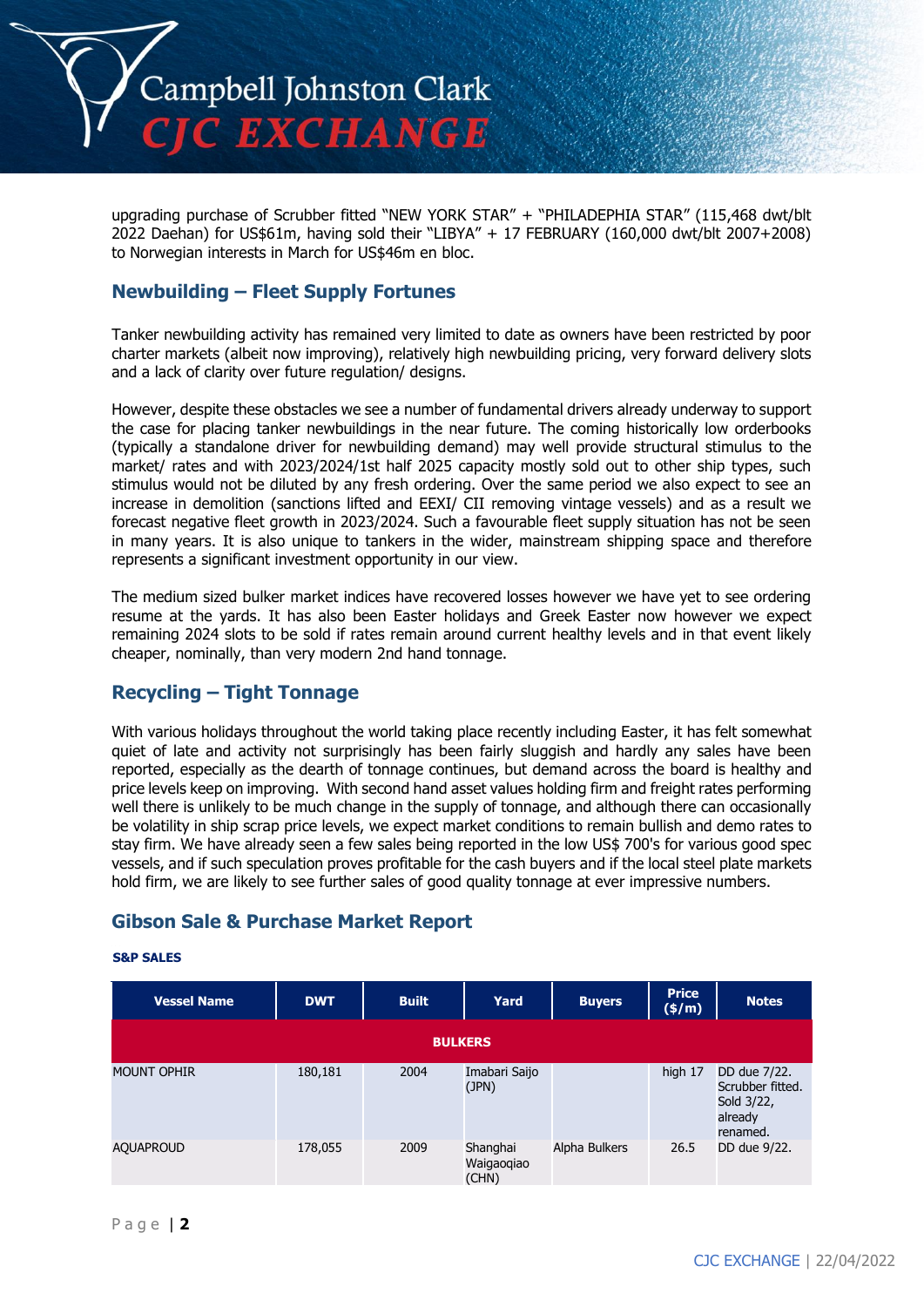upgrading purchase of Scrubber fitted "NEW YORK STAR" + "PHILADEPHIA STAR" (115,468 dwt/blt 2022 Daehan) for US$61m, having sold their "LIBYA" + 17 FEBRUARY (160,000 dwt/blt 2007+2008) to Norwegian interests in March for US$46m en bloc.

## Newbuilding – Fleet Supply Fortunes

Tanker newbuilding activity has remained very limited to date as owners have been restricted by poor charter markets (albeit now improving), relatively high newbuilding pricing, very forward delivery slots and a lack of clarity over future regulation/ designs.

However, despite these obstacles we see a number of fundamental drivers already underway to support the case for placing tanker newbuildings in the near future. The coming historically low orderbooks (typically a standalone driver for newbuilding demand) may well provide structural stimulus to the market/ rates and with 2023/2024/1st half 2025 capacity mostly sold out to other ship types, such stimulus would not be diluted by any fresh ordering. Over the same period we also expect to see an increase in demolition (sanctions lifted and EEXI/ CII removing vintage vessels) and as a result we forecast negative fleet growth in 2023/2024. Such a favourable fleet supply situation has not be seen in many years. It is also unique to tankers in the wider, mainstream shipping space and therefore represents a significant investment opportunity in our view.

The medium sized bulker market indices have recovered losses however we have yet to see ordering resume at the yards. It has also been Easter holidays and Greek Easter now however we expect remaining 2024 slots to be sold if rates remain around current healthy levels and in that event likely cheaper, nominally, than very modern 2nd hand tonnage.

## Recycling – Tight Tonnage

With various holidays throughout the world taking place recently including Easter, it has felt somewhat quiet of late and activity not surprisingly has been fairly sluggish and hardly any sales have been reported, especially as the dearth of tonnage continues, but demand across the board is healthy and price levels keep on improving. With second hand asset values holding firm and freight rates performing well there is unlikely to be much change in the supply of tonnage, and although there can occasionally be volatility in ship scrap price levels, we expect market conditions to remain bullish and demo rates to stay firm. We have already seen a few sales being reported in the low US$ 700's for various good spec vessels, and if such speculation proves profitable for the cash buyers and if the local steel plate markets hold firm, we are likely to see further sales of good quality tonnage at ever impressive numbers.

## Gibson Sale & Purchase Market Report

**S&P SALES**

| Vessel Name | DWT | Built | Yard | Buyers | Price ($/m) | Notes |
|---|---|---|---|---|---|---|
| **BULKERS** | | | | | | |
| MOUNT OPHIR | 180,181 | 2004 | Imabari Saijo (JPN) | | high 17 | DD due 7/22. Scrubber fitted. Sold 3/22, already renamed. |
| AQUAPROUD | 178,055 | 2009 | Shanghai Waigaoqiao (CHN) | Alpha Bulkers | 26.5 | DD due 9/22. |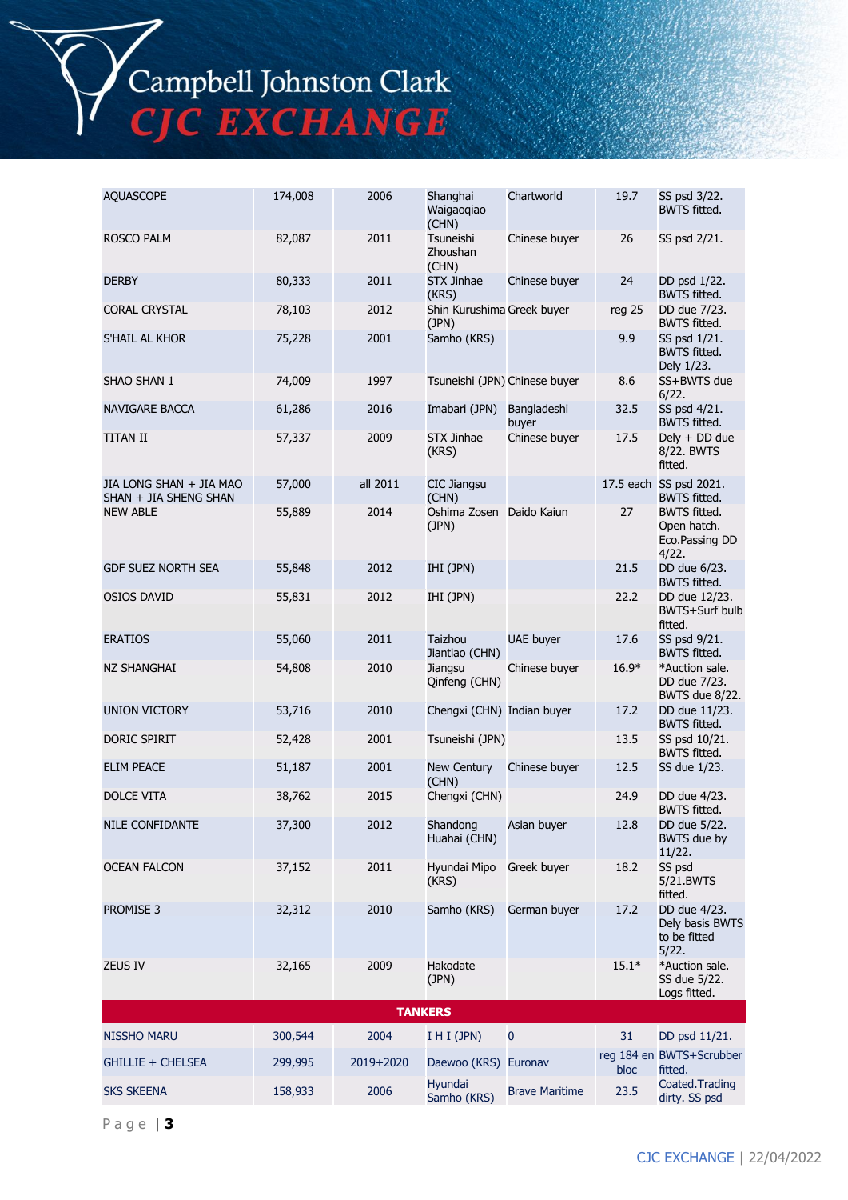| | | | | | | |
|---|---|---|---|---|---|---|
| AQUASCOPE | 174,008 | 2006 | Shanghai Waigaoqiao (CHN) | Chartworld | 19.7 | SS psd 3/22. BWTS fitted. |
| ROSCO PALM | 82,087 | 2011 | Tsuneishi Zhoushan (CHN) | Chinese buyer | 26 | SS psd 2/21. |
| DERBY | 80,333 | 2011 | STX Jinhae (KRS) | Chinese buyer | 24 | DD psd 1/22. BWTS fitted. |
| CORAL CRYSTAL | 78,103 | 2012 | Shin Kurushima (JPN) | Greek buyer | reg 25 | DD due 7/23. BWTS fitted. |
| S'HAIL AL KHOR | 75,228 | 2001 | Samho (KRS) | | 9.9 | SS psd 1/21. BWTS fitted. Dely 1/23. |
| SHAO SHAN 1 | 74,009 | 1997 | Tsuneishi (JPN) | Chinese buyer | 8.6 | SS+BWTS due 6/22. |
| NAVIGARE BACCA | 61,286 | 2016 | Imabari (JPN) | Bangladeshi buyer | 32.5 | SS psd 4/21. BWTS fitted. |
| TITAN II | 57,337 | 2009 | STX Jinhae (KRS) | Chinese buyer | 17.5 | Dely + DD due 8/22. BWTS fitted. |
| JIA LONG SHAN + JIA MAO SHAN + JIA SHENG SHAN | 57,000 | all 2011 | CIC Jiangsu (CHN) | | 17.5 each | SS psd 2021. BWTS fitted. |
| NEW ABLE | 55,889 | 2014 | Oshima Zosen (JPN) | Daido Kaiun | 27 | BWTS fitted. Open hatch. Eco.Passing DD 4/22. |
| GDF SUEZ NORTH SEA | 55,848 | 2012 | IHI (JPN) | | 21.5 | DD due 6/23. BWTS fitted. |
| OSIOS DAVID | 55,831 | 2012 | IHI (JPN) | | 22.2 | DD due 12/23. BWTS+Surf bulb fitted. |
| ERATIOS | 55,060 | 2011 | Taizhou Jiantiao (CHN) | UAE buyer | 17.6 | SS psd 9/21. BWTS fitted. |
| NZ SHANGHAI | 54,808 | 2010 | Jiangsu Qinfeng (CHN) | Chinese buyer | 16.9* | *Auction sale. DD due 7/23. BWTS due 8/22. |
| UNION VICTORY | 53,716 | 2010 | Chengxi (CHN) | Indian buyer | 17.2 | DD due 11/23. BWTS fitted. |
| DORIC SPIRIT | 52,428 | 2001 | Tsuneishi (JPN) | | 13.5 | SS psd 10/21. BWTS fitted. |
| ELIM PEACE | 51,187 | 2001 | New Century (CHN) | Chinese buyer | 12.5 | SS due 1/23. |
| DOLCE VITA | 38,762 | 2015 | Chengxi (CHN) | | 24.9 | DD due 4/23. BWTS fitted. |
| NILE CONFIDANTE | 37,300 | 2012 | Shandong Huahai (CHN) | Asian buyer | 12.8 | DD due 5/22. BWTS due by 11/22. |
| OCEAN FALCON | 37,152 | 2011 | Hyundai Mipo (KRS) | Greek buyer | 18.2 | SS psd 5/21.BWTS fitted. |
| PROMISE 3 | 32,312 | 2010 | Samho (KRS) | German buyer | 17.2 | DD due 4/23. Dely basis BWTS to be fitted 5/22. |
| ZEUS IV | 32,165 | 2009 | Hakodate (JPN) | | 15.1* | *Auction sale. SS due 5/22. Logs fitted. |
| **TANKERS** | | | | | | |
| NISSHO MARU | 300,544 | 2004 | I H I (JPN) | 0 | 31 | DD psd 11/21. |
| GHILLIE + CHELSEA | 299,995 | 2019+2020 | Daewoo (KRS) | Euronav | reg 184 en bloc | BWTS+Scrubber fitted. |
| SKS SKEENA | 158,933 | 2006 | Hyundai Samho (KRS) | Brave Maritime | 23.5 | Coated.Trading dirty. SS psd |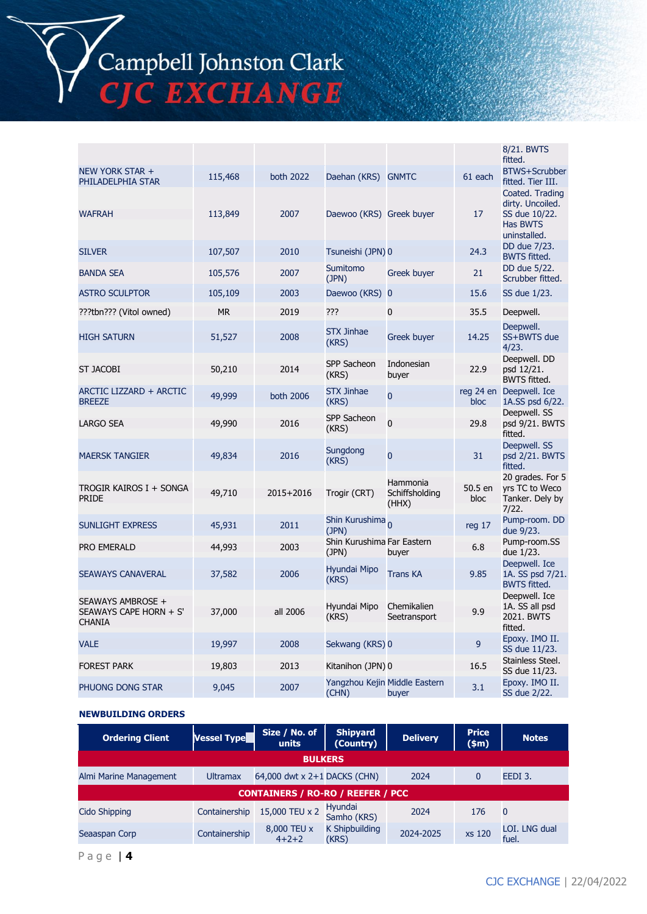| | | | | | | |
|---|---|---|---|---|---|---|
| | | | | | | 8/21. BWTS fitted. |
| NEW YORK STAR + PHILADELPHIA STAR | 115,468 | both 2022 | Daehan (KRS) | GNMTC | 61 each | BTWS+Scrubber fitted. Tier III. |
| WAFRAH | 113,849 | 2007 | Daewoo (KRS) | Greek buyer | 17 | Coated. Trading dirty. Uncoiled. SS due 10/22. Has BWTS uninstalled. |
| SILVER | 107,507 | 2010 | Tsuneishi (JPN) | 0 | 24.3 | DD due 7/23. BWTS fitted. |
| BANDA SEA | 105,576 | 2007 | Sumitomo (JPN) | Greek buyer | 21 | DD due 5/22. Scrubber fitted. |
| ASTRO SCULPTOR | 105,109 | 2003 | Daewoo (KRS) | 0 | 15.6 | SS due 1/23. |
| ???tbn??? (Vitol owned) | MR | 2019 | ??? | 0 | 35.5 | Deepwell. |
| HIGH SATURN | 51,527 | 2008 | STX Jinhae (KRS) | Greek buyer | 14.25 | Deepwell. SS+BWTS due 4/23. |
| ST JACOBI | 50,210 | 2014 | SPP Sacheon (KRS) | Indonesian buyer | 22.9 | Deepwell. DD psd 12/21. BWTS fitted. |
| ARCTIC LIZZARD + ARCTIC BREEZE | 49,999 | both 2006 | STX Jinhae (KRS) | 0 | reg 24 en bloc | Deepwell. Ice 1A.SS psd 6/22. |
| LARGO SEA | 49,990 | 2016 | SPP Sacheon (KRS) | 0 | 29.8 | Deepwell. SS psd 9/21. BWTS fitted. |
| MAERSK TANGIER | 49,834 | 2016 | Sungdong (KRS) | 0 | 31 | Deepwell. SS psd 2/21. BWTS fitted. |
| TROGIR KAIROS I + SONGA PRIDE | 49,710 | 2015+2016 | Trogir (CRT) | Hammonia Schiffsholding (HHX) | 50.5 en bloc | 20 grades. For 5 yrs TC to Weco Tanker. Dely by 7/22. |
| SUNLIGHT EXPRESS | 45,931 | 2011 | Shin Kurushima (JPN) | 0 | reg 17 | Pump-room. DD due 9/23. |
| PRO EMERALD | 44,993 | 2003 | Shin Kurushima (JPN) | Far Eastern buyer | 6.8 | Pump-room.SS due 1/23. |
| SEAWAYS CANAVERAL | 37,582 | 2006 | Hyundai Mipo (KRS) | Trans KA | 9.85 | Deepwell. Ice 1A. SS psd 7/21. BWTS fitted. |
| SEAWAYS AMBROSE + SEAWAYS CAPE HORN + S' CHANIA | 37,000 | all 2006 | Hyundai Mipo (KRS) | Chemikalien Seetransport | 9.9 | Deepwell. Ice 1A. SS all psd 2021. BWTS fitted. |
| VALE | 19,997 | 2008 | Sekwang (KRS) | 0 | 9 | Epoxy. IMO II. SS due 11/23. |
| FOREST PARK | 19,803 | 2013 | Kitanihon (JPN) | 0 | 16.5 | Stainless Steel. SS due 11/23. |
| PHUONG DONG STAR | 9,045 | 2007 | Yangzhou Kejin (CHN) | Middle Eastern buyer | 3.1 | Epoxy. IMO II. SS due 2/22. |

**NEWBUILDING ORDERS**

| Ordering Client | Vessel Type | Size / No. of units | Shipyard (Country) | Delivery | Price ($m) | Notes |
|---|---|---|---|---|---|---|
| **BULKERS** | | | | | | |
| Almi Marine Management | Ultramax | 64,000 dwt x 2+1 | DACKS (CHN) | 2024 | 0 | EEDI 3. |
| **CONTAINERS / RO-RO / REEFER / PCC** | | | | | | |
| Cido Shipping | Containership | 15,000 TEU x 2 | Hyundai Samho (KRS) | 2024 | 176 | 0 |
| Seaaspan Corp | Containership | 8,000 TEU x 4+2+2 | K Shipbuilding (KRS) | 2024-2025 | xs 120 | LOI. LNG dual fuel. |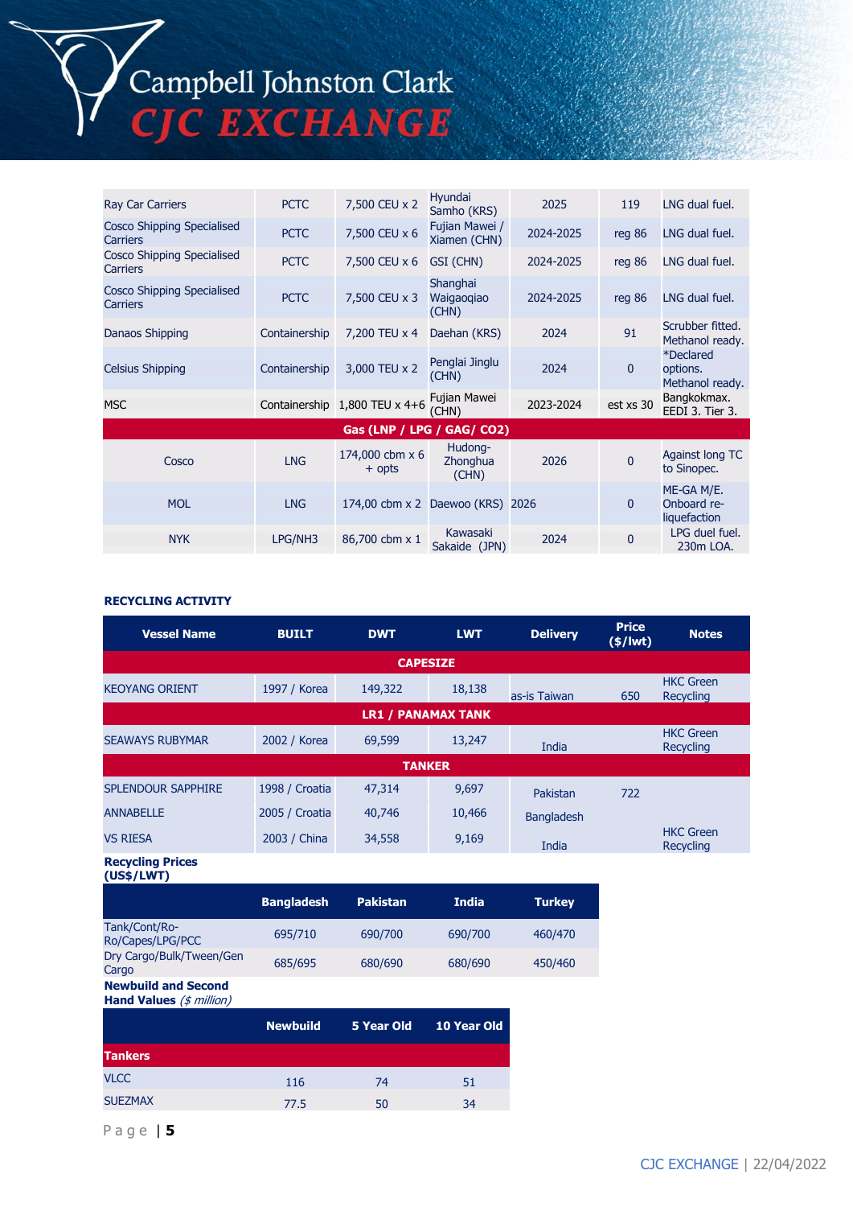| | | | | | | |
|---|---|---|---|---|---|---|
| Ray Car Carriers | PCTC | 7,500 CEU x 2 | Hyundai Samho (KRS) | 2025 | 119 | LNG dual fuel. |
| Cosco Shipping Specialised Carriers | PCTC | 7,500 CEU x 6 | Fujian Mawei / Xiamen (CHN) | 2024-2025 | reg 86 | LNG dual fuel. |
| Cosco Shipping Specialised Carriers | PCTC | 7,500 CEU x 6 | GSI (CHN) | 2024-2025 | reg 86 | LNG dual fuel. |
| Cosco Shipping Specialised Carriers | PCTC | 7,500 CEU x 3 | Shanghai Waigaoqiao (CHN) | 2024-2025 | reg 86 | LNG dual fuel. |
| Danaos Shipping | Containership | 7,200 TEU x 4 | Daehan (KRS) | 2024 | 91 | Scrubber fitted. Methanol ready. |
| Celsius Shipping | Containership | 3,000 TEU x 2 | Penglai Jinglu (CHN) | 2024 | 0 | *Declared options. Methanol ready. |
| MSC | Containership | 1,800 TEU x 4+6 | Fujian Mawei (CHN) | 2023-2024 | est xs 30 | Bangkokmax. EEDI 3. Tier 3. |
| **Gas (LNP / LPG / GAG/ CO2)** | | | | | | |
| Cosco | LNG | 174,000 cbm x 6 + opts | Hudong-Zhonghua (CHN) | 2026 | 0 | Against long TC to Sinopec. |
| MOL | LNG | 174,00 cbm x 2 | Daewoo (KRS) | 2026 | 0 | ME-GA M/E. Onboard re-liquefaction |
| NYK | LPG/NH3 | 86,700 cbm x 1 | Kawasaki Sakaide (JPN) | 2024 | 0 | LPG duel fuel. 230m LOA. |

**RECYCLING ACTIVITY**

| Vessel Name | BUILT | DWT | LWT | Delivery | Price ($/lwt) | Notes |
|---|---|---|---|---|---|---|
| **CAPESIZE** | | | | | | |
| KEOYANG ORIENT | 1997 / Korea | 149,322 | 18,138 | as-is Taiwan | 650 | HKC Green Recycling |
| **LR1 / PANAMAX TANK** | | | | | | |
| SEAWAYS RUBYMAR | 2002 / Korea | 69,599 | 13,247 | India | | HKC Green Recycling |
| **TANKER** | | | | | | |
| SPLENDOUR SAPPHIRE | 1998 / Croatia | 47,314 | 9,697 | Pakistan | 722 | |
| ANNABELLE | 2005 / Croatia | 40,746 | 10,466 | Bangladesh | | |
| VS RIESA | 2003 / China | 34,558 | 9,169 | India | | HKC Green Recycling |

**Recycling Prices (US$/LWT)**

| | Bangladesh | Pakistan | India | Turkey |
|---|---|---|---|---|
| Tank/Cont/Ro-Ro/Capes/LPG/PCC | 695/710 | 690/700 | 690/700 | 460/470 |
| Dry Cargo/Bulk/Tween/Gen Cargo | 685/695 | 680/690 | 680/690 | 450/460 |

**Newbuild and Second Hand Values** *($ million)*

| | Newbuild | 5 Year Old | 10 Year Old |
|---|---|---|---|
| **Tankers** | | | |
| VLCC | 116 | 74 | 51 |
| SUEZMAX | 77.5 | 50 | 34 |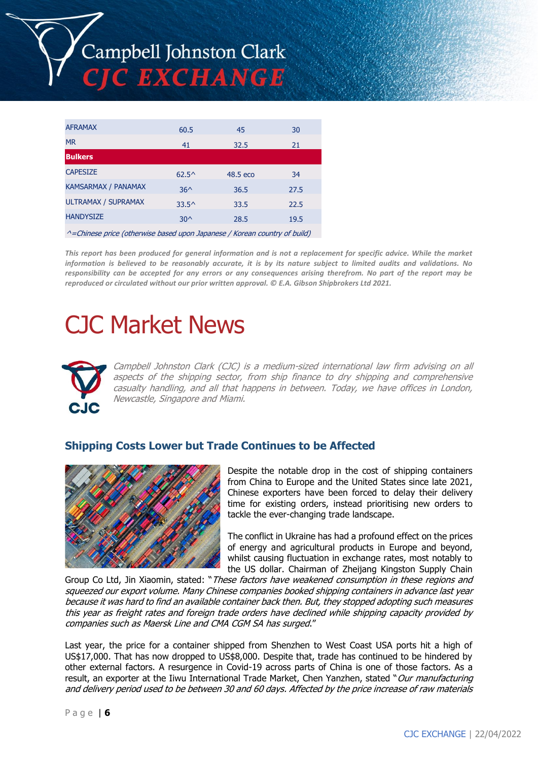| | | | |
|---|---|---|---|
| AFRAMAX | 60.5 | 45 | 30 |
| MR | 41 | 32.5 | 21 |
| **Bulkers** | | | |
| CAPESIZE | 62.5^ | 48.5 eco | 34 |
| KAMSARMAX / PANAMAX | 36^ | 36.5 | 27.5 |
| ULTRAMAX / SUPRAMAX | 33.5^ | 33.5 | 22.5 |
| HANDYSIZE | 30^ | 28.5 | 19.5 |

*^=Chinese price (otherwise based upon Japanese / Korean country of build)*

***This report has been produced for general information and is not a replacement for specific advice. While the market information is believed to be reasonably accurate, it is by its nature subject to limited audits and validations. No responsibility can be accepted for any errors or any consequences arising therefrom. No part of the report may be reproduced or circulated without our prior written approval. © E.A. Gibson Shipbrokers Ltd 2021.***

# CJC Market News

*Campbell Johnston Clark (CJC) is a medium-sized international law firm advising on all aspects of the shipping sector, from ship finance to dry shipping and comprehensive casualty handling, and all that happens in between. Today, we have offices in London, Newcastle, Singapore and Miami.*

## Shipping Costs Lower but Trade Continues to be Affected

Despite the notable drop in the cost of shipping containers from China to Europe and the United States since late 2021, Chinese exporters have been forced to delay their delivery time for existing orders, instead prioritising new orders to tackle the ever-changing trade landscape.

The conflict in Ukraine has had a profound effect on the prices of energy and agricultural products in Europe and beyond, whilst causing fluctuation in exchange rates, most notably to the US dollar. Chairman of Zheijang Kingston Supply Chain Group Co Ltd, Jin Xiaomin, stated: "*These factors have weakened consumption in these regions and squeezed our export volume. Many Chinese companies booked shipping containers in advance last year because it was hard to find an available container back then. But, they stopped adopting such measures this year as freight rates and foreign trade orders have declined while shipping capacity provided by companies such as Maersk Line and CMA CGM SA has surged.*"

Last year, the price for a container shipped from Shenzhen to West Coast USA ports hit a high of US$17,000. That has now dropped to US$8,000. Despite that, trade has continued to be hindered by other external factors. A resurgence in Covid-19 across parts of China is one of those factors. As a result, an exporter at the Iiwu International Trade Market, Chen Yanzhen, stated "*Our manufacturing and delivery period used to be between 30 and 60 days. Affected by the price increase of raw materials*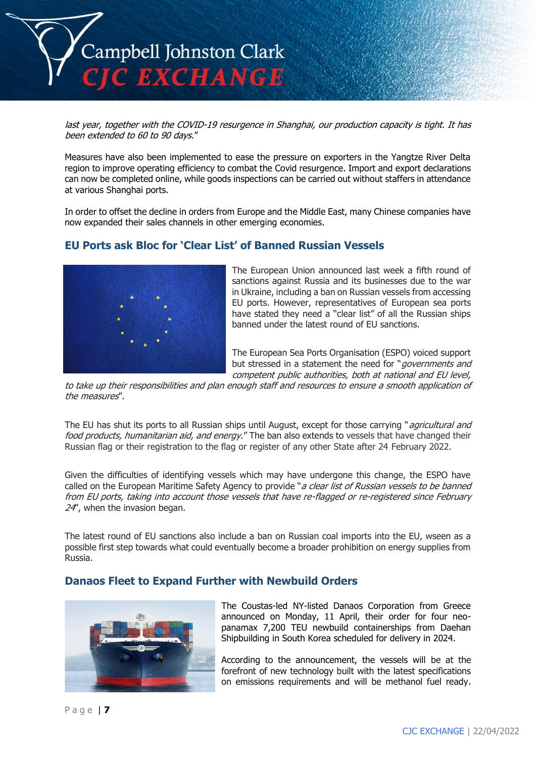*last year, together with the COVID-19 resurgence in Shanghai, our production capacity is tight. It has been extended to 60 to 90 days.*"

Measures have also been implemented to ease the pressure on exporters in the Yangtze River Delta region to improve operating efficiency to combat the Covid resurgence. Import and export declarations can now be completed online, while goods inspections can be carried out without staffers in attendance at various Shanghai ports.

In order to offset the decline in orders from Europe and the Middle East, many Chinese companies have now expanded their sales channels in other emerging economies.

## EU Ports ask Bloc for 'Clear List' of Banned Russian Vessels

The European Union announced last week a fifth round of sanctions against Russia and its businesses due to the war in Ukraine, including a ban on Russian vessels from accessing EU ports. However, representatives of European sea ports have stated they need a "clear list" of all the Russian ships banned under the latest round of EU sanctions.

The European Sea Ports Organisation (ESPO) voiced support but stressed in a statement the need for "*governments and competent public authorities, both at national and EU level, to take up their responsibilities and plan enough staff and resources to ensure a smooth application of the measures*".

The EU has shut its ports to all Russian ships until August, except for those carrying "*agricultural and food products, humanitarian aid, and energy.*" The ban also extends to vessels that have changed their Russian flag or their registration to the flag or register of any other State after 24 February 2022.

Given the difficulties of identifying vessels which may have undergone this change, the ESPO have called on the European Maritime Safety Agency to provide "*a clear list of Russian vessels to be banned from EU ports, taking into account those vessels that have re-flagged or re-registered since February 24*", when the invasion began.

The latest round of EU sanctions also include a ban on Russian coal imports into the EU, wseen as a possible first step towards what could eventually become a broader prohibition on energy supplies from Russia.

## Danaos Fleet to Expand Further with Newbuild Orders

The Coustas-led NY-listed Danaos Corporation from Greece announced on Monday, 11 April, their order for four neo-panamax 7,200 TEU newbuild containerships from Daehan Shipbuilding in South Korea scheduled for delivery in 2024.

According to the announcement, the vessels will be at the forefront of new technology built with the latest specifications on emissions requirements and will be methanol fuel ready.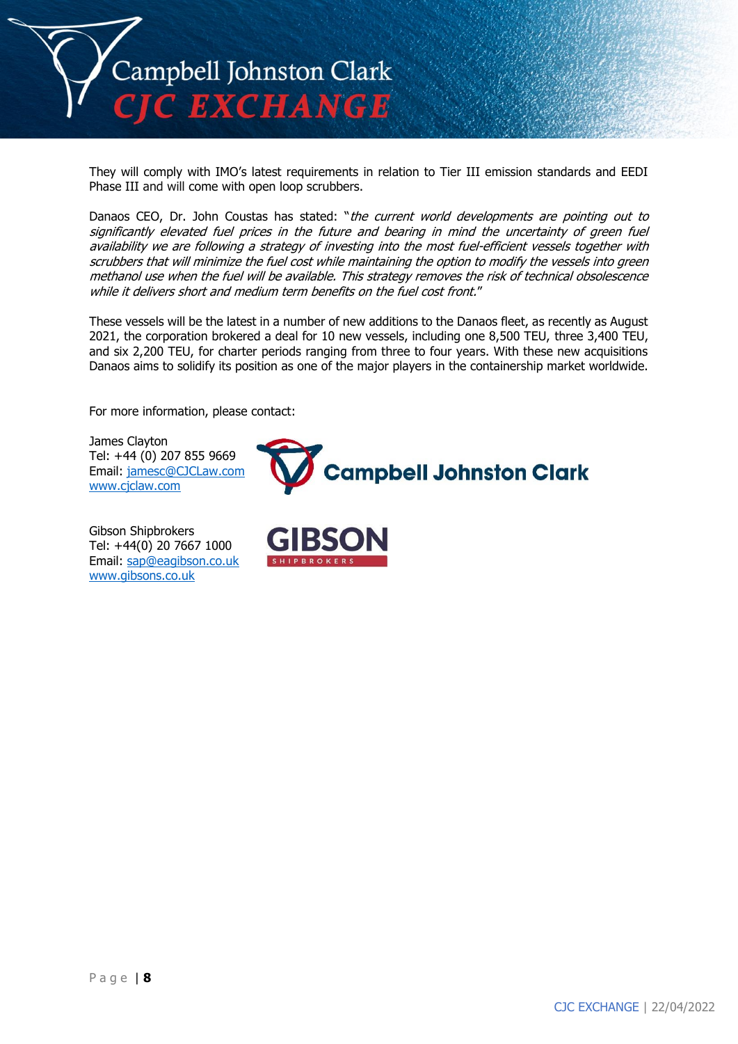They will comply with IMO's latest requirements in relation to Tier III emission standards and EEDI Phase III and will come with open loop scrubbers.

Danaos CEO, Dr. John Coustas has stated: "*the current world developments are pointing out to significantly elevated fuel prices in the future and bearing in mind the uncertainty of green fuel availability we are following a strategy of investing into the most fuel-efficient vessels together with scrubbers that will minimize the fuel cost while maintaining the option to modify the vessels into green methanol use when the fuel will be available. This strategy removes the risk of technical obsolescence while it delivers short and medium term benefits on the fuel cost front.*"

These vessels will be the latest in a number of new additions to the Danaos fleet, as recently as August 2021, the corporation brokered a deal for 10 new vessels, including one 8,500 TEU, three 3,400 TEU, and six 2,200 TEU, for charter periods ranging from three to four years. With these new acquisitions Danaos aims to solidify its position as one of the major players in the containership market worldwide.

For more information, please contact:

James Clayton
Tel: +44 (0) 207 855 9669
Email: [jamesc@CJCLaw.com](mailto:jamesc@CJCLaw.com)
[www.cjclaw.com](http://www.cjclaw.com)

Gibson Shipbrokers
Tel: +44(0) 20 7667 1000
Email: [sap@eagibson.co.uk](mailto:sap@eagibson.co.uk)
[www.gibsons.co.uk](http://www.gibsons.co.uk)